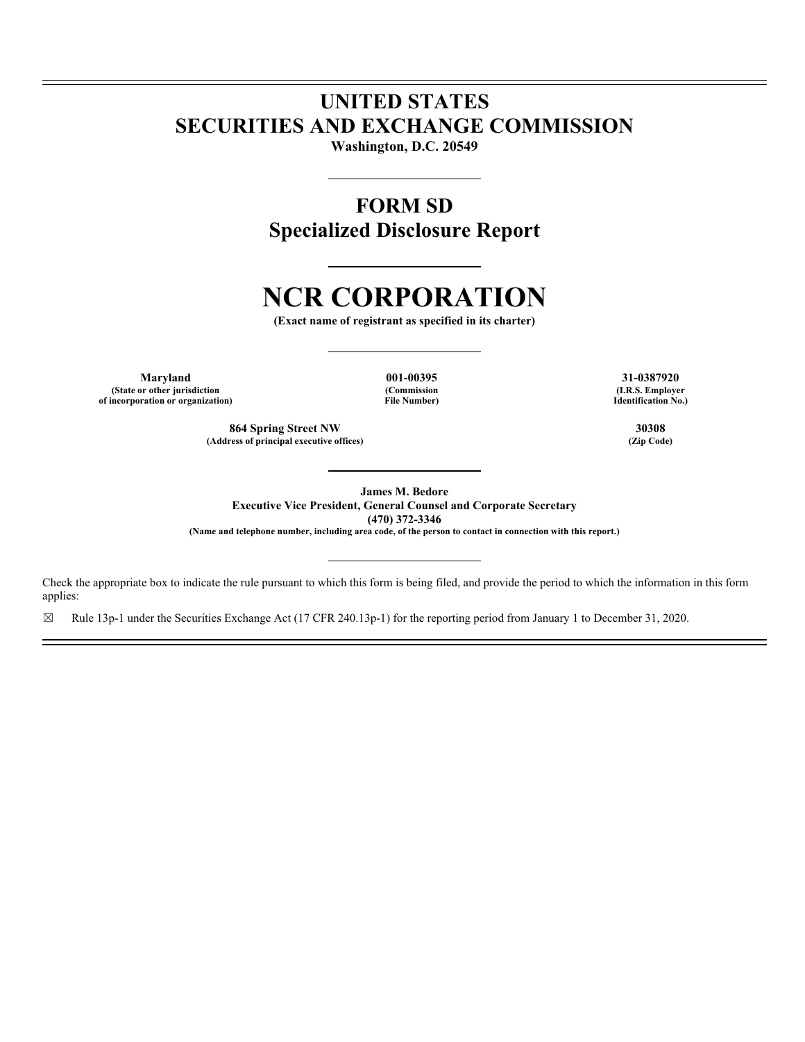# UNITED STATES
# SECURITIES AND EXCHANGE COMMISSION

**Washington, D.C. 20549**

---

## FORM SD
## Specialized Disclosure Report

---

# NCR CORPORATION

**(Exact name of registrant as specified in its charter)**

---

| Maryland | 001-00395 | 31-0387920 |
|---|---|---|
| (State or other jurisdiction of incorporation or organization) | (Commission File Number) | (I.R.S. Employer Identification No.) |

| 864 Spring Street NW | 30308 |
|---|---|
| (Address of principal executive offices) | (Zip Code) |

---

**James M. Bedore**
**Executive Vice President, General Counsel and Corporate Secretary**
**(470) 372-3346**
**(Name and telephone number, including area code, of the person to contact in connection with this report.)**

---

Check the appropriate box to indicate the rule pursuant to which this form is being filed, and provide the period to which the information in this form applies:

☒ Rule 13p-1 under the Securities Exchange Act (17 CFR 240.13p-1) for the reporting period from January 1 to December 31, 2020.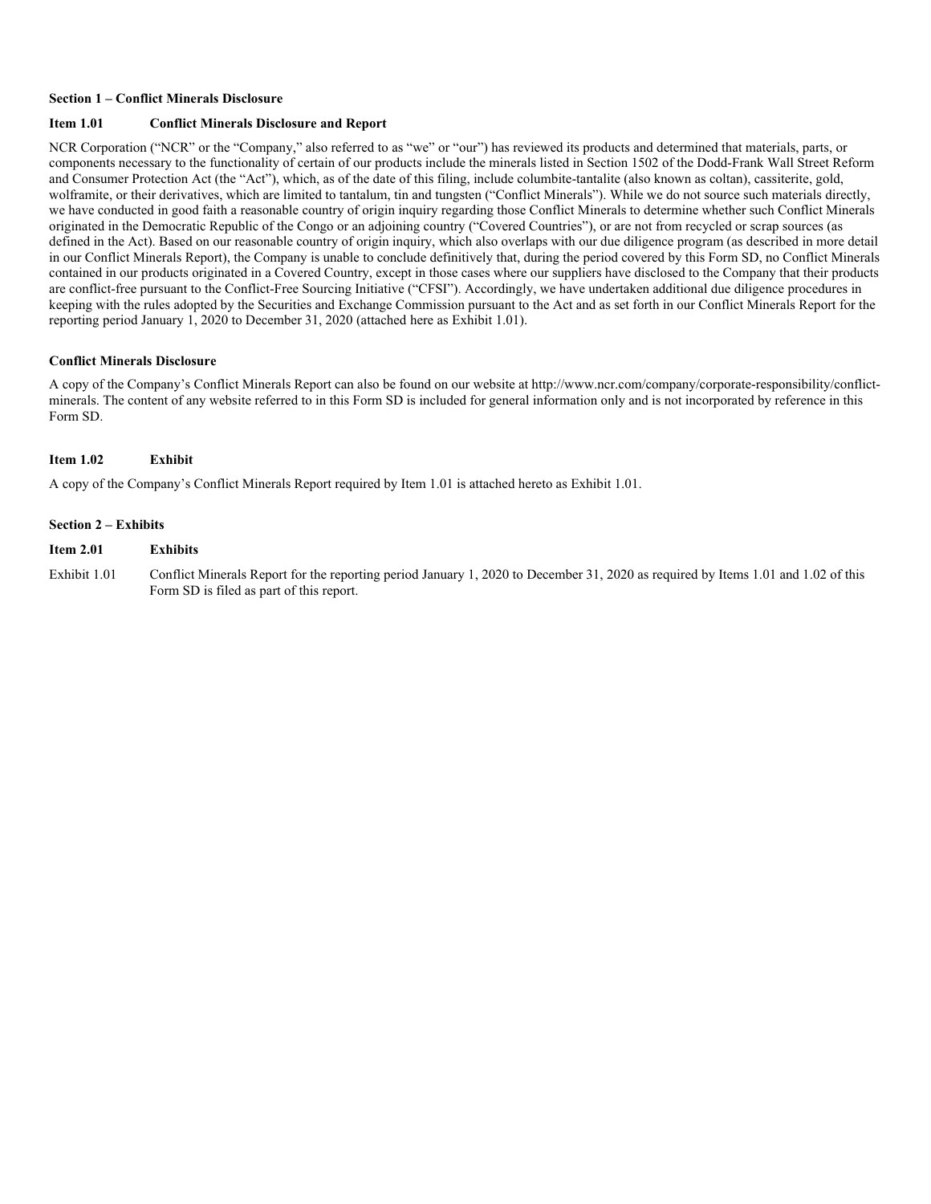## Section 1 – Conflict Minerals Disclosure

### Item 1.01 Conflict Minerals Disclosure and Report

NCR Corporation ("NCR" or the "Company," also referred to as "we" or "our") has reviewed its products and determined that materials, parts, or components necessary to the functionality of certain of our products include the minerals listed in Section 1502 of the Dodd-Frank Wall Street Reform and Consumer Protection Act (the "Act"), which, as of the date of this filing, include columbite-tantalite (also known as coltan), cassiterite, gold, wolframite, or their derivatives, which are limited to tantalum, tin and tungsten ("Conflict Minerals"). While we do not source such materials directly, we have conducted in good faith a reasonable country of origin inquiry regarding those Conflict Minerals to determine whether such Conflict Minerals originated in the Democratic Republic of the Congo or an adjoining country ("Covered Countries"), or are not from recycled or scrap sources (as defined in the Act). Based on our reasonable country of origin inquiry, which also overlaps with our due diligence program (as described in more detail in our Conflict Minerals Report), the Company is unable to conclude definitively that, during the period covered by this Form SD, no Conflict Minerals contained in our products originated in a Covered Country, except in those cases where our suppliers have disclosed to the Company that their products are conflict-free pursuant to the Conflict-Free Sourcing Initiative ("CFSI"). Accordingly, we have undertaken additional due diligence procedures in keeping with the rules adopted by the Securities and Exchange Commission pursuant to the Act and as set forth in our Conflict Minerals Report for the reporting period January 1, 2020 to December 31, 2020 (attached here as Exhibit 1.01).

**Conflict Minerals Disclosure**

A copy of the Company's Conflict Minerals Report can also be found on our website at http://www.ncr.com/company/corporate-responsibility/conflict-minerals. The content of any website referred to in this Form SD is included for general information only and is not incorporated by reference in this Form SD.

### Item 1.02 Exhibit

A copy of the Company's Conflict Minerals Report required by Item 1.01 is attached hereto as Exhibit 1.01.

## Section 2 – Exhibits

### Item 2.01 Exhibits

Exhibit 1.01 Conflict Minerals Report for the reporting period January 1, 2020 to December 31, 2020 as required by Items 1.01 and 1.02 of this Form SD is filed as part of this report.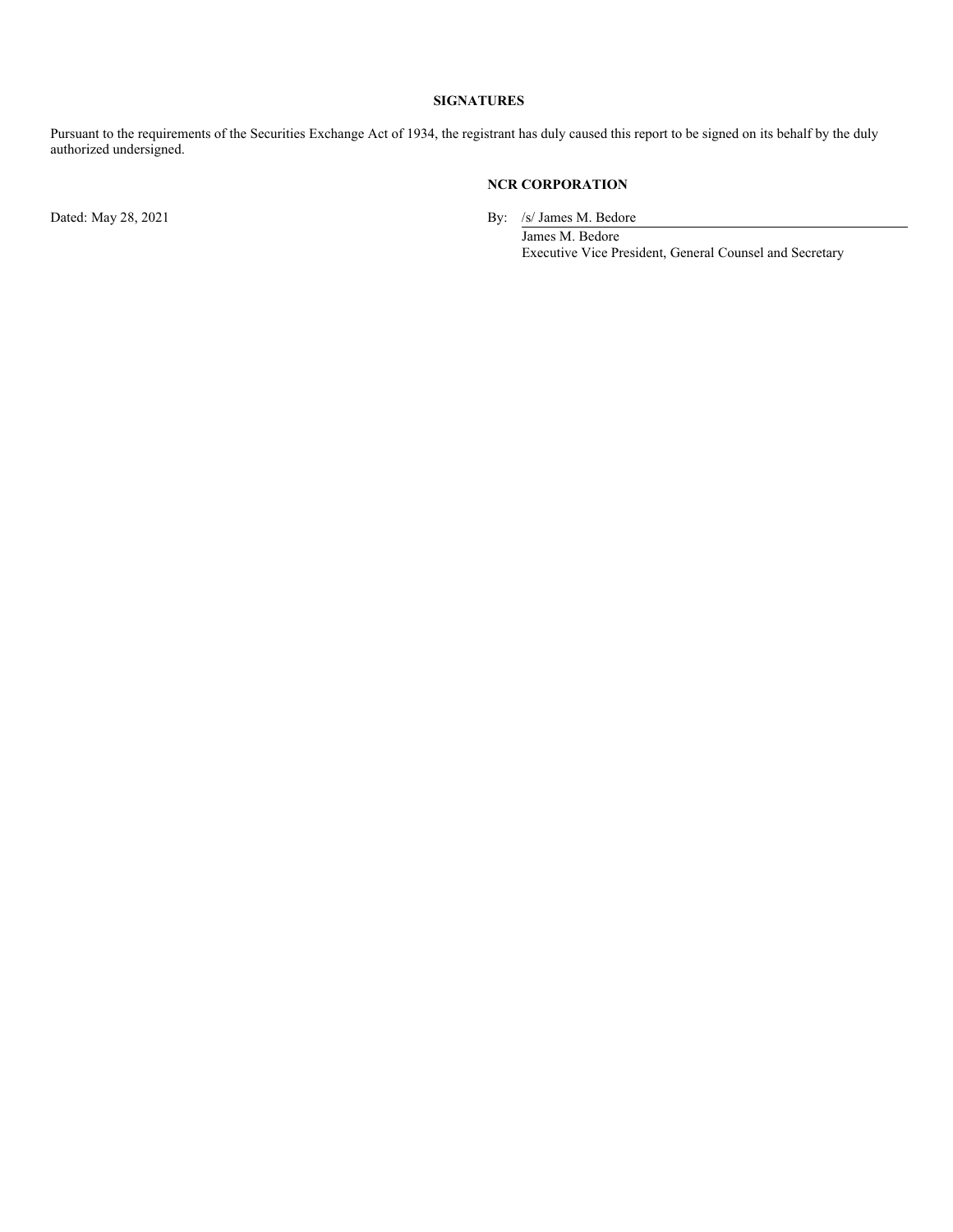**SIGNATURES**

Pursuant to the requirements of the Securities Exchange Act of 1934, the registrant has duly caused this report to be signed on its behalf by the duly authorized undersigned.

**NCR CORPORATION**

Dated: May 28, 2021

By: /s/ James M. Bedore

James M. Bedore

Executive Vice President, General Counsel and Secretary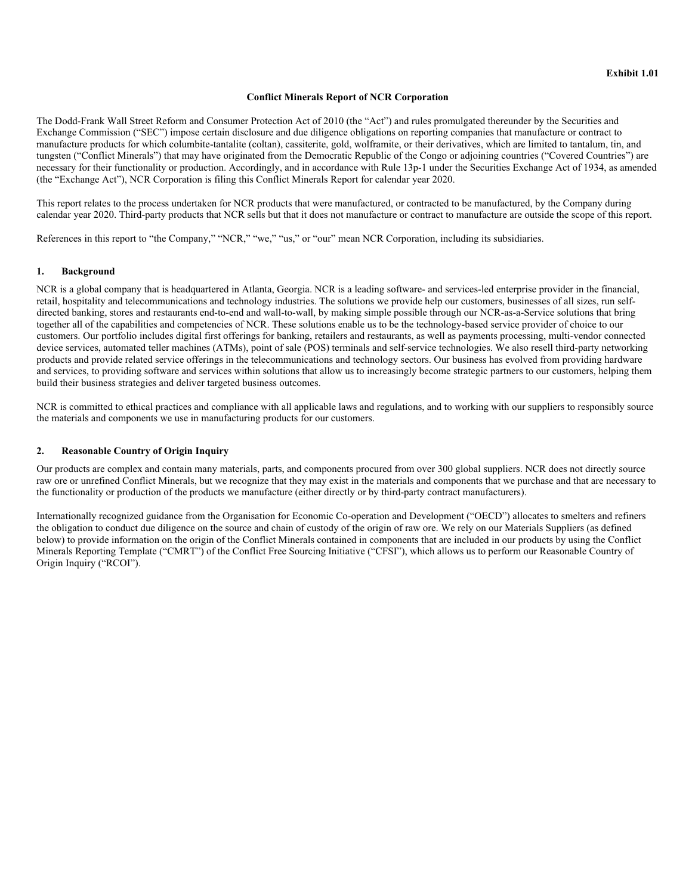**Exhibit 1.01**

## Conflict Minerals Report of NCR Corporation

The Dodd-Frank Wall Street Reform and Consumer Protection Act of 2010 (the "Act") and rules promulgated thereunder by the Securities and Exchange Commission ("SEC") impose certain disclosure and due diligence obligations on reporting companies that manufacture or contract to manufacture products for which columbite-tantalite (coltan), cassiterite, gold, wolframite, or their derivatives, which are limited to tantalum, tin, and tungsten ("Conflict Minerals") that may have originated from the Democratic Republic of the Congo or adjoining countries ("Covered Countries") are necessary for their functionality or production. Accordingly, and in accordance with Rule 13p-1 under the Securities Exchange Act of 1934, as amended (the "Exchange Act"), NCR Corporation is filing this Conflict Minerals Report for calendar year 2020.

This report relates to the process undertaken for NCR products that were manufactured, or contracted to be manufactured, by the Company during calendar year 2020. Third-party products that NCR sells but that it does not manufacture or contract to manufacture are outside the scope of this report.

References in this report to "the Company," "NCR," "we," "us," or "our" mean NCR Corporation, including its subsidiaries.

### 1. Background

NCR is a global company that is headquartered in Atlanta, Georgia. NCR is a leading software- and services-led enterprise provider in the financial, retail, hospitality and telecommunications and technology industries. The solutions we provide help our customers, businesses of all sizes, run self-directed banking, stores and restaurants end-to-end and wall-to-wall, by making simple possible through our NCR-as-a-Service solutions that bring together all of the capabilities and competencies of NCR. These solutions enable us to be the technology-based service provider of choice to our customers. Our portfolio includes digital first offerings for banking, retailers and restaurants, as well as payments processing, multi-vendor connected device services, automated teller machines (ATMs), point of sale (POS) terminals and self-service technologies. We also resell third-party networking products and provide related service offerings in the telecommunications and technology sectors. Our business has evolved from providing hardware and services, to providing software and services within solutions that allow us to increasingly become strategic partners to our customers, helping them build their business strategies and deliver targeted business outcomes.

NCR is committed to ethical practices and compliance with all applicable laws and regulations, and to working with our suppliers to responsibly source the materials and components we use in manufacturing products for our customers.

### 2. Reasonable Country of Origin Inquiry

Our products are complex and contain many materials, parts, and components procured from over 300 global suppliers. NCR does not directly source raw ore or unrefined Conflict Minerals, but we recognize that they may exist in the materials and components that we purchase and that are necessary to the functionality or production of the products we manufacture (either directly or by third-party contract manufacturers).

Internationally recognized guidance from the Organisation for Economic Co-operation and Development ("OECD") allocates to smelters and refiners the obligation to conduct due diligence on the source and chain of custody of the origin of raw ore. We rely on our Materials Suppliers (as defined below) to provide information on the origin of the Conflict Minerals contained in components that are included in our products by using the Conflict Minerals Reporting Template ("CMRT") of the Conflict Free Sourcing Initiative ("CFSI"), which allows us to perform our Reasonable Country of Origin Inquiry ("RCOI").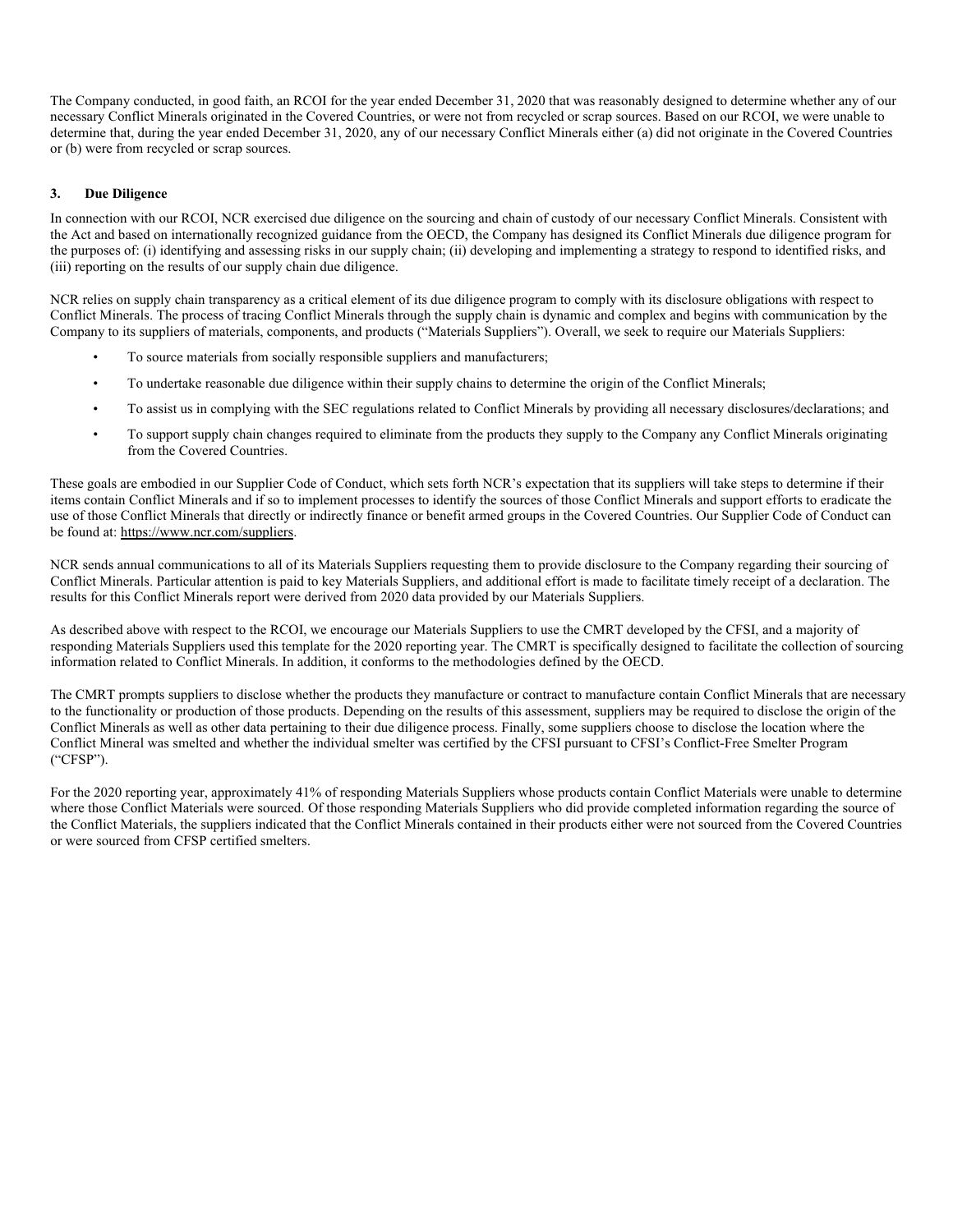The Company conducted, in good faith, an RCOI for the year ended December 31, 2020 that was reasonably designed to determine whether any of our necessary Conflict Minerals originated in the Covered Countries, or were not from recycled or scrap sources. Based on our RCOI, we were unable to determine that, during the year ended December 31, 2020, any of our necessary Conflict Minerals either (a) did not originate in the Covered Countries or (b) were from recycled or scrap sources.

### 3. Due Diligence

In connection with our RCOI, NCR exercised due diligence on the sourcing and chain of custody of our necessary Conflict Minerals. Consistent with the Act and based on internationally recognized guidance from the OECD, the Company has designed its Conflict Minerals due diligence program for the purposes of: (i) identifying and assessing risks in our supply chain; (ii) developing and implementing a strategy to respond to identified risks, and (iii) reporting on the results of our supply chain due diligence.

NCR relies on supply chain transparency as a critical element of its due diligence program to comply with its disclosure obligations with respect to Conflict Minerals. The process of tracing Conflict Minerals through the supply chain is dynamic and complex and begins with communication by the Company to its suppliers of materials, components, and products ("Materials Suppliers"). Overall, we seek to require our Materials Suppliers:

- To source materials from socially responsible suppliers and manufacturers;
- To undertake reasonable due diligence within their supply chains to determine the origin of the Conflict Minerals;
- To assist us in complying with the SEC regulations related to Conflict Minerals by providing all necessary disclosures/declarations; and
- To support supply chain changes required to eliminate from the products they supply to the Company any Conflict Minerals originating from the Covered Countries.

These goals are embodied in our Supplier Code of Conduct, which sets forth NCR's expectation that its suppliers will take steps to determine if their items contain Conflict Minerals and if so to implement processes to identify the sources of those Conflict Minerals and support efforts to eradicate the use of those Conflict Minerals that directly or indirectly finance or benefit armed groups in the Covered Countries. Our Supplier Code of Conduct can be found at: https://www.ncr.com/suppliers.

NCR sends annual communications to all of its Materials Suppliers requesting them to provide disclosure to the Company regarding their sourcing of Conflict Minerals. Particular attention is paid to key Materials Suppliers, and additional effort is made to facilitate timely receipt of a declaration. The results for this Conflict Minerals report were derived from 2020 data provided by our Materials Suppliers.

As described above with respect to the RCOI, we encourage our Materials Suppliers to use the CMRT developed by the CFSI, and a majority of responding Materials Suppliers used this template for the 2020 reporting year. The CMRT is specifically designed to facilitate the collection of sourcing information related to Conflict Minerals. In addition, it conforms to the methodologies defined by the OECD.

The CMRT prompts suppliers to disclose whether the products they manufacture or contract to manufacture contain Conflict Minerals that are necessary to the functionality or production of those products. Depending on the results of this assessment, suppliers may be required to disclose the origin of the Conflict Minerals as well as other data pertaining to their due diligence process. Finally, some suppliers choose to disclose the location where the Conflict Mineral was smelted and whether the individual smelter was certified by the CFSI pursuant to CFSI's Conflict-Free Smelter Program ("CFSP").

For the 2020 reporting year, approximately 41% of responding Materials Suppliers whose products contain Conflict Materials were unable to determine where those Conflict Materials were sourced. Of those responding Materials Suppliers who did provide completed information regarding the source of the Conflict Materials, the suppliers indicated that the Conflict Minerals contained in their products either were not sourced from the Covered Countries or were sourced from CFSP certified smelters.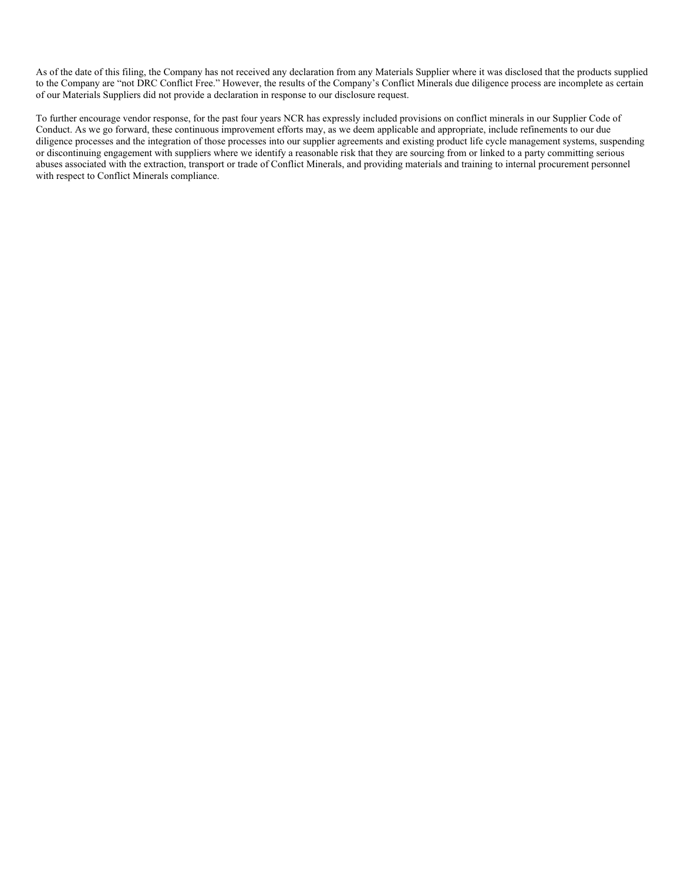As of the date of this filing, the Company has not received any declaration from any Materials Supplier where it was disclosed that the products supplied to the Company are "not DRC Conflict Free." However, the results of the Company's Conflict Minerals due diligence process are incomplete as certain of our Materials Suppliers did not provide a declaration in response to our disclosure request.

To further encourage vendor response, for the past four years NCR has expressly included provisions on conflict minerals in our Supplier Code of Conduct. As we go forward, these continuous improvement efforts may, as we deem applicable and appropriate, include refinements to our due diligence processes and the integration of those processes into our supplier agreements and existing product life cycle management systems, suspending or discontinuing engagement with suppliers where we identify a reasonable risk that they are sourcing from or linked to a party committing serious abuses associated with the extraction, transport or trade of Conflict Minerals, and providing materials and training to internal procurement personnel with respect to Conflict Minerals compliance.